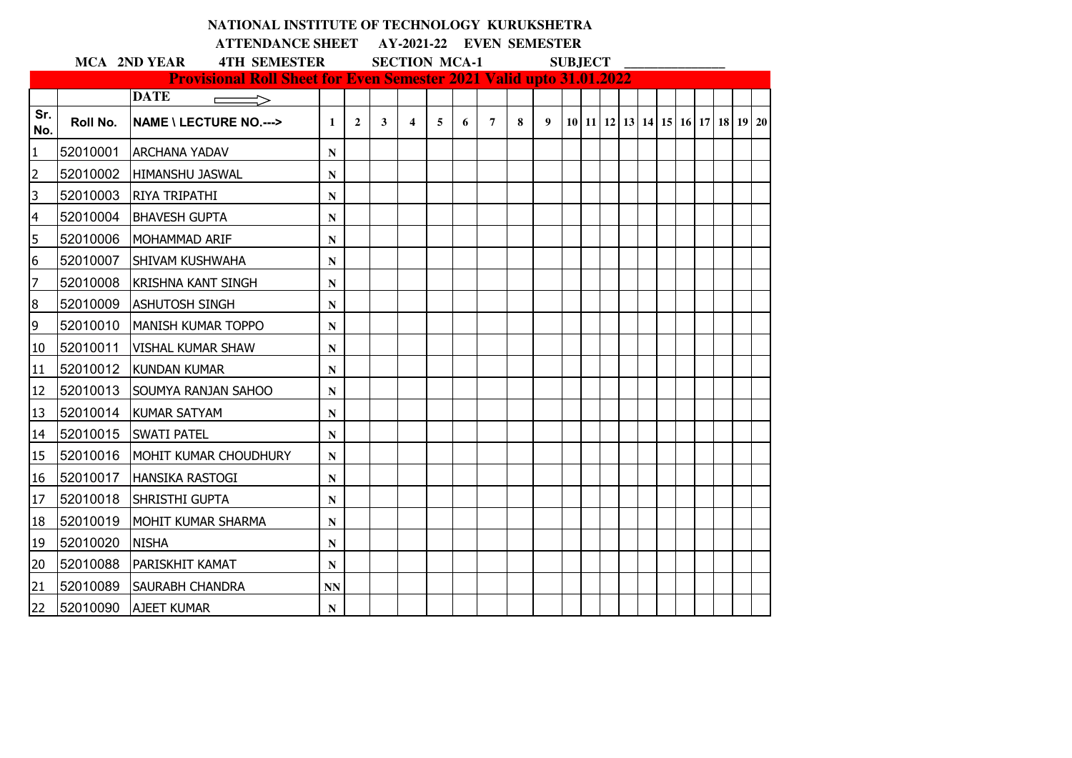**NATIONAL INSTITUTE OF TECHNOLOGY KURUKSHETRA**

**ATTENDANCE SHEET AY-2021-22 EVEN SEMESTER**

**MCA 2ND YEAR 4TH SEMESTER SECTION MCA-1 SUBJECT ______________**

**Provisional Roll Sheet for Even Semester 2021 Valid upto 31.01.2022**

| | | DATE ⟹ | | | | | | | | | | | | | | | | | | | | |
|---|---|---|---|---|---|---|---|---|---|---|---|---|---|---|---|---|---|---|---|---|---|---|
| Sr. No. | Roll No. | NAME \ LECTURE NO.---> | 1 | 2 | 3 | 4 | 5 | 6 | 7 | 8 | 9 | 10 | 11 | 12 | 13 | 14 | 15 | 16 | 17 | 18 | 19 | 20 |
| 1 | 52010001 | ARCHANA YADAV | N | | | | | | | | | | | | | | | | | | | |
| 2 | 52010002 | HIMANSHU JASWAL | N | | | | | | | | | | | | | | | | | | | |
| 3 | 52010003 | RIYA TRIPATHI | N | | | | | | | | | | | | | | | | | | | |
| 4 | 52010004 | BHAVESH GUPTA | N | | | | | | | | | | | | | | | | | | | |
| 5 | 52010006 | MOHAMMAD ARIF | N | | | | | | | | | | | | | | | | | | | |
| 6 | 52010007 | SHIVAM KUSHWAHA | N | | | | | | | | | | | | | | | | | | | |
| 7 | 52010008 | KRISHNA KANT SINGH | N | | | | | | | | | | | | | | | | | | | |
| 8 | 52010009 | ASHUTOSH SINGH | N | | | | | | | | | | | | | | | | | | | |
| 9 | 52010010 | MANISH KUMAR TOPPO | N | | | | | | | | | | | | | | | | | | | |
| 10 | 52010011 | VISHAL KUMAR SHAW | N | | | | | | | | | | | | | | | | | | | |
| 11 | 52010012 | KUNDAN KUMAR | N | | | | | | | | | | | | | | | | | | | |
| 12 | 52010013 | SOUMYA RANJAN SAHOO | N | | | | | | | | | | | | | | | | | | | |
| 13 | 52010014 | KUMAR SATYAM | N | | | | | | | | | | | | | | | | | | | |
| 14 | 52010015 | SWATI PATEL | N | | | | | | | | | | | | | | | | | | | |
| 15 | 52010016 | MOHIT KUMAR CHOUDHURY | N | | | | | | | | | | | | | | | | | | | |
| 16 | 52010017 | HANSIKA RASTOGI | N | | | | | | | | | | | | | | | | | | | |
| 17 | 52010018 | SHRISTHI GUPTA | N | | | | | | | | | | | | | | | | | | | |
| 18 | 52010019 | MOHIT KUMAR SHARMA | N | | | | | | | | | | | | | | | | | | | |
| 19 | 52010020 | NISHA | N | | | | | | | | | | | | | | | | | | | |
| 20 | 52010088 | PARISKHIT KAMAT | N | | | | | | | | | | | | | | | | | | | |
| 21 | 52010089 | SAURABH CHANDRA | NN | | | | | | | | | | | | | | | | | | | |
| 22 | 52010090 | AJEET KUMAR | N | | | | | | | | | | | | | | | | | | | |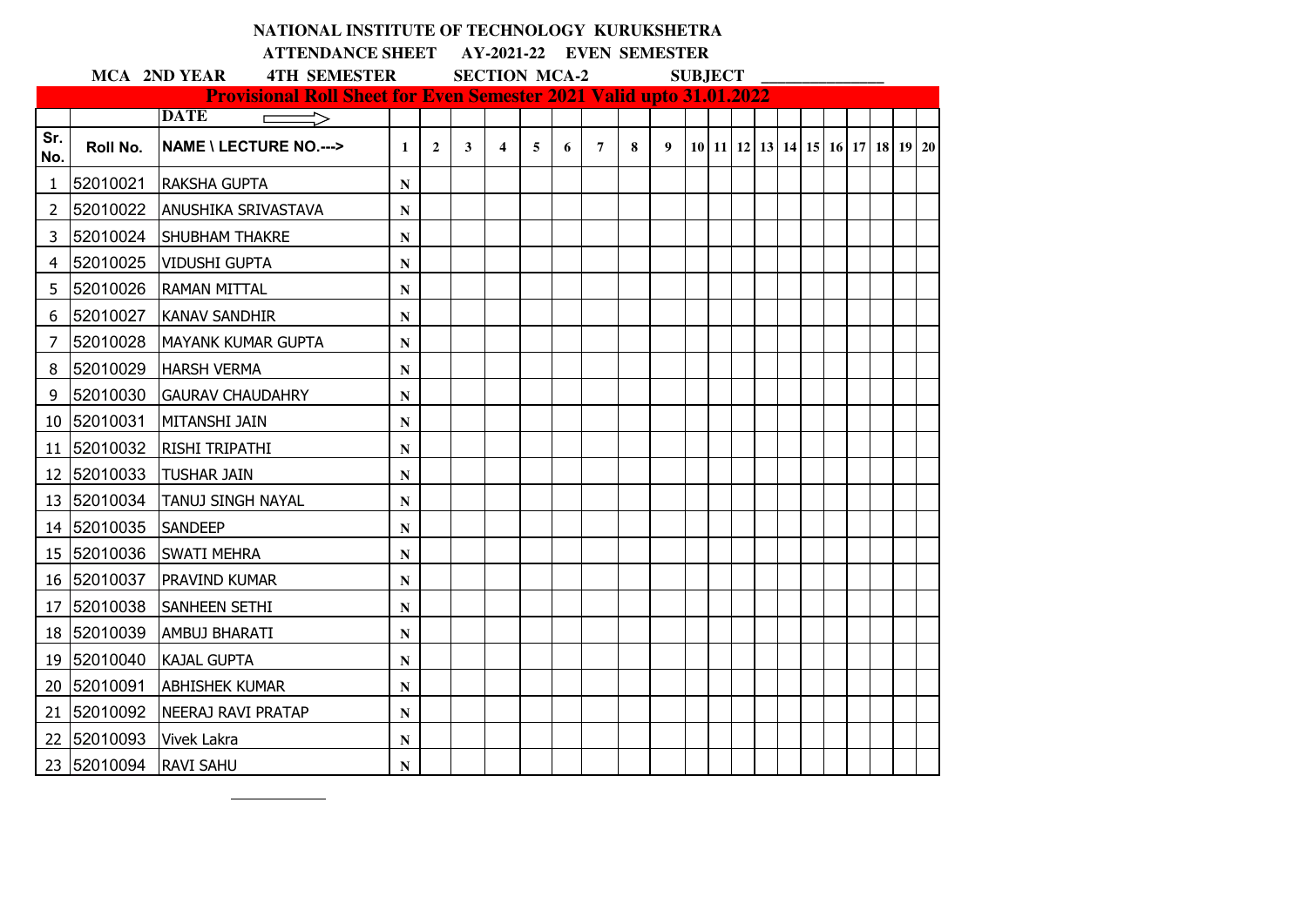**NATIONAL INSTITUTE OF TECHNOLOGY KURUKSHETRA**

**ATTENDANCE SHEET AY-2021-22 EVEN SEMESTER**

**MCA 2ND YEAR 4TH SEMESTER SECTION MCA-2 SUBJECT \_\_\_\_\_\_\_\_\_\_\_\_\_\_\_**

**Provisional Roll Sheet for Even Semester 2021 Valid upto 31.01.2022**

| | | DATE ⟹ | | | | | | | | | | | | | | | | | | | | |
|---|---|---|---|---|---|---|---|---|---|---|---|---|---|---|---|---|---|---|---|---|---|---|
| Sr. No. | Roll No. | NAME \ LECTURE NO.---> | 1 | 2 | 3 | 4 | 5 | 6 | 7 | 8 | 9 | 10 | 11 | 12 | 13 | 14 | 15 | 16 | 17 | 18 | 19 | 20 |
| 1 | 52010021 | RAKSHA GUPTA | N | | | | | | | | | | | | | | | | | | | |
| 2 | 52010022 | ANUSHIKA SRIVASTAVA | N | | | | | | | | | | | | | | | | | | | |
| 3 | 52010024 | SHUBHAM THAKRE | N | | | | | | | | | | | | | | | | | | | |
| 4 | 52010025 | VIDUSHI GUPTA | N | | | | | | | | | | | | | | | | | | | |
| 5 | 52010026 | RAMAN MITTAL | N | | | | | | | | | | | | | | | | | | | |
| 6 | 52010027 | KANAV SANDHIR | N | | | | | | | | | | | | | | | | | | | |
| 7 | 52010028 | MAYANK KUMAR GUPTA | N | | | | | | | | | | | | | | | | | | | |
| 8 | 52010029 | HARSH VERMA | N | | | | | | | | | | | | | | | | | | | |
| 9 | 52010030 | GAURAV CHAUDAHRY | N | | | | | | | | | | | | | | | | | | | |
| 10 | 52010031 | MITANSHI JAIN | N | | | | | | | | | | | | | | | | | | | |
| 11 | 52010032 | RISHI TRIPATHI | N | | | | | | | | | | | | | | | | | | | |
| 12 | 52010033 | TUSHAR JAIN | N | | | | | | | | | | | | | | | | | | | |
| 13 | 52010034 | TANUJ SINGH NAYAL | N | | | | | | | | | | | | | | | | | | | |
| 14 | 52010035 | SANDEEP | N | | | | | | | | | | | | | | | | | | | |
| 15 | 52010036 | SWATI MEHRA | N | | | | | | | | | | | | | | | | | | | |
| 16 | 52010037 | PRAVIND KUMAR | N | | | | | | | | | | | | | | | | | | | |
| 17 | 52010038 | SANHEEN SETHI | N | | | | | | | | | | | | | | | | | | | |
| 18 | 52010039 | AMBUJ BHARATI | N | | | | | | | | | | | | | | | | | | | |
| 19 | 52010040 | KAJAL GUPTA | N | | | | | | | | | | | | | | | | | | | |
| 20 | 52010091 | ABHISHEK KUMAR | N | | | | | | | | | | | | | | | | | | | |
| 21 | 52010092 | NEERAJ RAVI PRATAP | N | | | | | | | | | | | | | | | | | | | |
| 22 | 52010093 | Vivek Lakra | N | | | | | | | | | | | | | | | | | | | |
| 23 | 52010094 | RAVI SAHU | N | | | | | | | | | | | | | | | | | | | |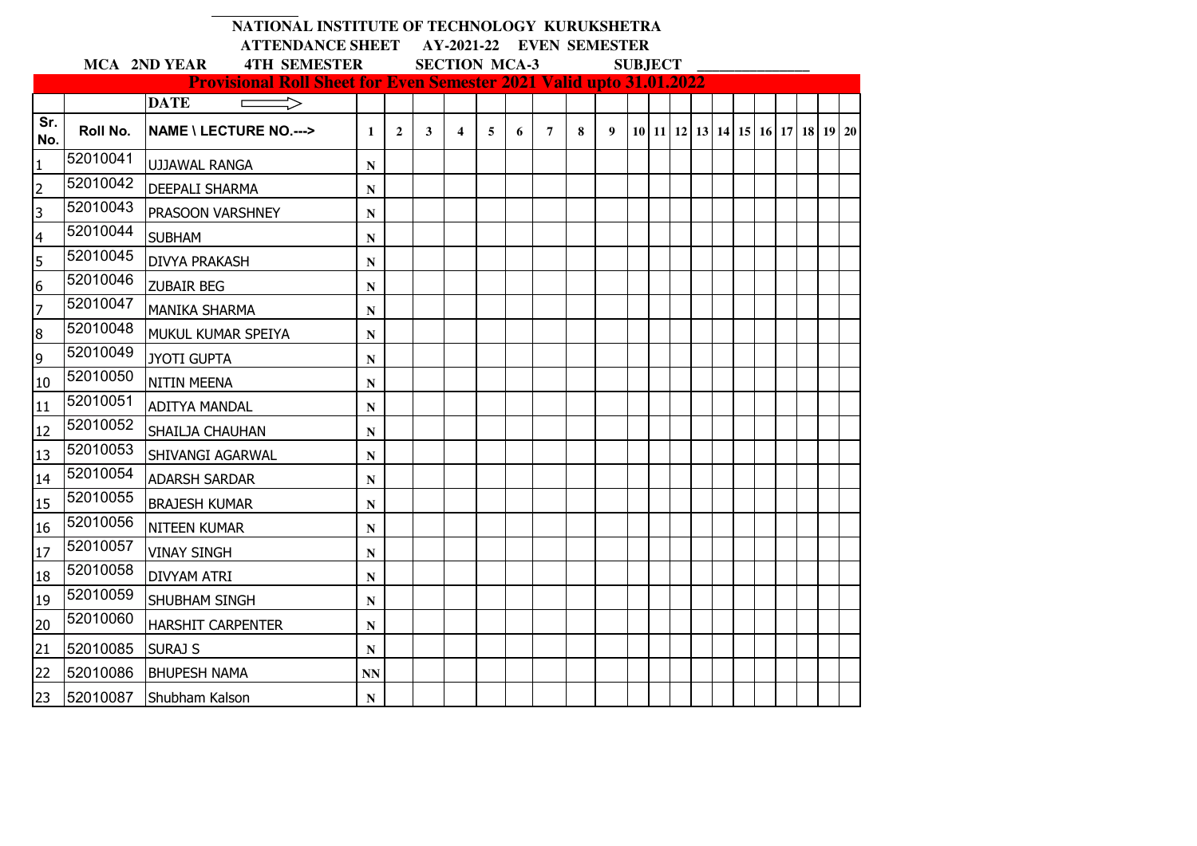**NATIONAL INSTITUTE OF TECHNOLOGY KURUKSHETRA**

**ATTENDANCE SHEET AY-2021-22 EVEN SEMESTER**

**MCA 2ND YEAR 4TH SEMESTER SECTION MCA-3 SUBJECT _______________**

**Provisional Roll Sheet for Even Semester 2021 Valid upto 31.01.2022**

| | | DATE ⟹ | | | | | | | | | | | | | | | | | | | | |
|---|---|---|---|---|---|---|---|---|---|---|---|---|---|---|---|---|---|---|---|---|---|---|
| Sr. No. | Roll No. | NAME \ LECTURE NO.---> | 1 | 2 | 3 | 4 | 5 | 6 | 7 | 8 | 9 | 10 | 11 | 12 | 13 | 14 | 15 | 16 | 17 | 18 | 19 | 20 |
| 1 | 52010041 | UJJAWAL RANGA | N | | | | | | | | | | | | | | | | | | | |
| 2 | 52010042 | DEEPALI SHARMA | N | | | | | | | | | | | | | | | | | | | |
| 3 | 52010043 | PRASOON VARSHNEY | N | | | | | | | | | | | | | | | | | | | |
| 4 | 52010044 | SUBHAM | N | | | | | | | | | | | | | | | | | | | |
| 5 | 52010045 | DIVYA PRAKASH | N | | | | | | | | | | | | | | | | | | | |
| 6 | 52010046 | ZUBAIR BEG | N | | | | | | | | | | | | | | | | | | | |
| 7 | 52010047 | MANIKA SHARMA | N | | | | | | | | | | | | | | | | | | | |
| 8 | 52010048 | MUKUL KUMAR SPEIYA | N | | | | | | | | | | | | | | | | | | | |
| 9 | 52010049 | JYOTI GUPTA | N | | | | | | | | | | | | | | | | | | | |
| 10 | 52010050 | NITIN MEENA | N | | | | | | | | | | | | | | | | | | | |
| 11 | 52010051 | ADITYA MANDAL | N | | | | | | | | | | | | | | | | | | | |
| 12 | 52010052 | SHAILJA CHAUHAN | N | | | | | | | | | | | | | | | | | | | |
| 13 | 52010053 | SHIVANGI AGARWAL | N | | | | | | | | | | | | | | | | | | | |
| 14 | 52010054 | ADARSH SARDAR | N | | | | | | | | | | | | | | | | | | | |
| 15 | 52010055 | BRAJESH KUMAR | N | | | | | | | | | | | | | | | | | | | |
| 16 | 52010056 | NITEEN KUMAR | N | | | | | | | | | | | | | | | | | | | |
| 17 | 52010057 | VINAY SINGH | N | | | | | | | | | | | | | | | | | | | |
| 18 | 52010058 | DIVYAM ATRI | N | | | | | | | | | | | | | | | | | | | |
| 19 | 52010059 | SHUBHAM SINGH | N | | | | | | | | | | | | | | | | | | | |
| 20 | 52010060 | HARSHIT CARPENTER | N | | | | | | | | | | | | | | | | | | | |
| 21 | 52010085 | SURAJ S | N | | | | | | | | | | | | | | | | | | | |
| 22 | 52010086 | BHUPESH NAMA | NN | | | | | | | | | | | | | | | | | | | |
| 23 | 52010087 | Shubham Kalson | N | | | | | | | | | | | | | | | | | | | |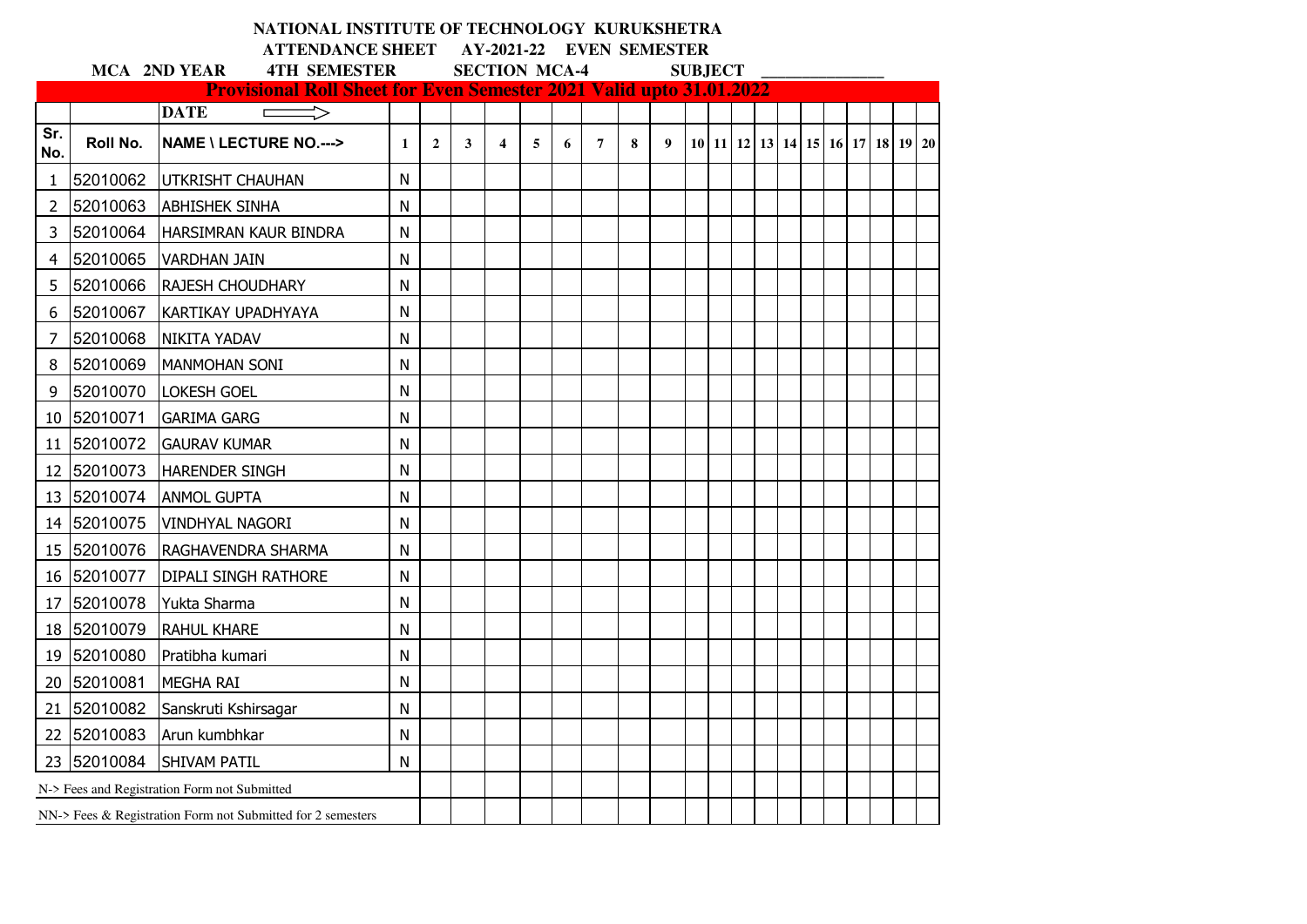**NATIONAL INSTITUTE OF TECHNOLOGY KURUKSHETRA**

**ATTENDANCE SHEET AY-2021-22 EVEN SEMESTER**

**MCA 2ND YEAR 4TH SEMESTER SECTION MCA-4 SUBJECT ______________**

**Provisional Roll Sheet for Even Semester 2021 Valid upto 31.01.2022**

| | | DATE ⟹ | | | | | | | | | | | | | | | | | | | |
|---|---|---|---|---|---|---|---|---|---|---|---|---|---|---|---|---|---|---|---|---|---|
| Sr. No. | Roll No. | NAME \ LECTURE NO.---> | 1 | 2 | 3 | 4 | 5 | 6 | 7 | 8 | 9 | 10 | 11 | 12 | 13 | 14 | 15 | 16 | 17 | 18 | 19 | 20 |
| 1 | 52010062 | UTKRISHT CHAUHAN | N | | | | | | | | | | | | | | | | | | | |
| 2 | 52010063 | ABHISHEK SINHA | N | | | | | | | | | | | | | | | | | | | |
| 3 | 52010064 | HARSIMRAN KAUR BINDRA | N | | | | | | | | | | | | | | | | | | | |
| 4 | 52010065 | VARDHAN JAIN | N | | | | | | | | | | | | | | | | | | | |
| 5 | 52010066 | RAJESH CHOUDHARY | N | | | | | | | | | | | | | | | | | | | |
| 6 | 52010067 | KARTIKAY UPADHYAYA | N | | | | | | | | | | | | | | | | | | | |
| 7 | 52010068 | NIKITA YADAV | N | | | | | | | | | | | | | | | | | | | |
| 8 | 52010069 | MANMOHAN SONI | N | | | | | | | | | | | | | | | | | | | |
| 9 | 52010070 | LOKESH GOEL | N | | | | | | | | | | | | | | | | | | | |
| 10 | 52010071 | GARIMA GARG | N | | | | | | | | | | | | | | | | | | | |
| 11 | 52010072 | GAURAV KUMAR | N | | | | | | | | | | | | | | | | | | | |
| 12 | 52010073 | HARENDER SINGH | N | | | | | | | | | | | | | | | | | | | |
| 13 | 52010074 | ANMOL GUPTA | N | | | | | | | | | | | | | | | | | | | |
| 14 | 52010075 | VINDHYAL NAGORI | N | | | | | | | | | | | | | | | | | | | |
| 15 | 52010076 | RAGHAVENDRA SHARMA | N | | | | | | | | | | | | | | | | | | | |
| 16 | 52010077 | DIPALI SINGH RATHORE | N | | | | | | | | | | | | | | | | | | | |
| 17 | 52010078 | Yukta Sharma | N | | | | | | | | | | | | | | | | | | | |
| 18 | 52010079 | RAHUL KHARE | N | | | | | | | | | | | | | | | | | | | |
| 19 | 52010080 | Pratibha kumari | N | | | | | | | | | | | | | | | | | | | |
| 20 | 52010081 | MEGHA RAI | N | | | | | | | | | | | | | | | | | | | |
| 21 | 52010082 | Sanskruti Kshirsagar | N | | | | | | | | | | | | | | | | | | | |
| 22 | 52010083 | Arun kumbhkar | N | | | | | | | | | | | | | | | | | | | |
| 23 | 52010084 | SHIVAM PATIL | N | | | | | | | | | | | | | | | | | | | |

N-> Fees and Registration Form not Submitted

NN-> Fees & Registration Form not Submitted for 2 semesters